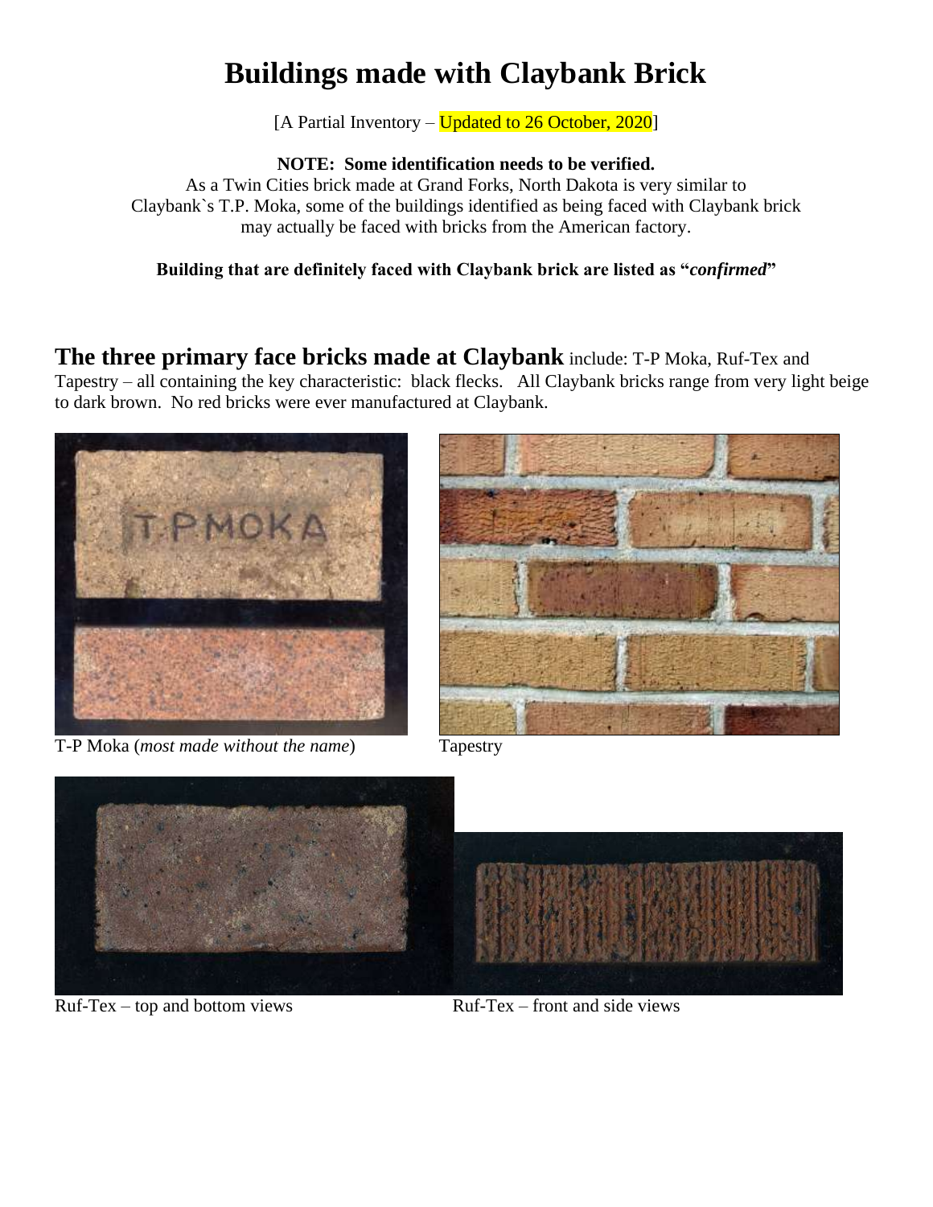# Buildings made with Claybank Brick

[A Partial Inventory – Updated to 26 October, 2020]

**NOTE: Some identification needs to be verified.**
As a Twin Cities brick made at Grand Forks, North Dakota is very similar to Claybank`s T.P. Moka, some of the buildings identified as being faced with Claybank brick may actually be faced with bricks from the American factory.

**Building that are definitely faced with Claybank brick are listed as "*confirmed*"**

**The three primary face bricks made at Claybank** include: T-P Moka, Ruf-Tex and Tapestry – all containing the key characteristic: black flecks. All Claybank bricks range from very light beige to dark brown. No red bricks were ever manufactured at Claybank.

T-P Moka (*most made without the name*)

Tapestry

Ruf-Tex – top and bottom views

Ruf-Tex – front and side views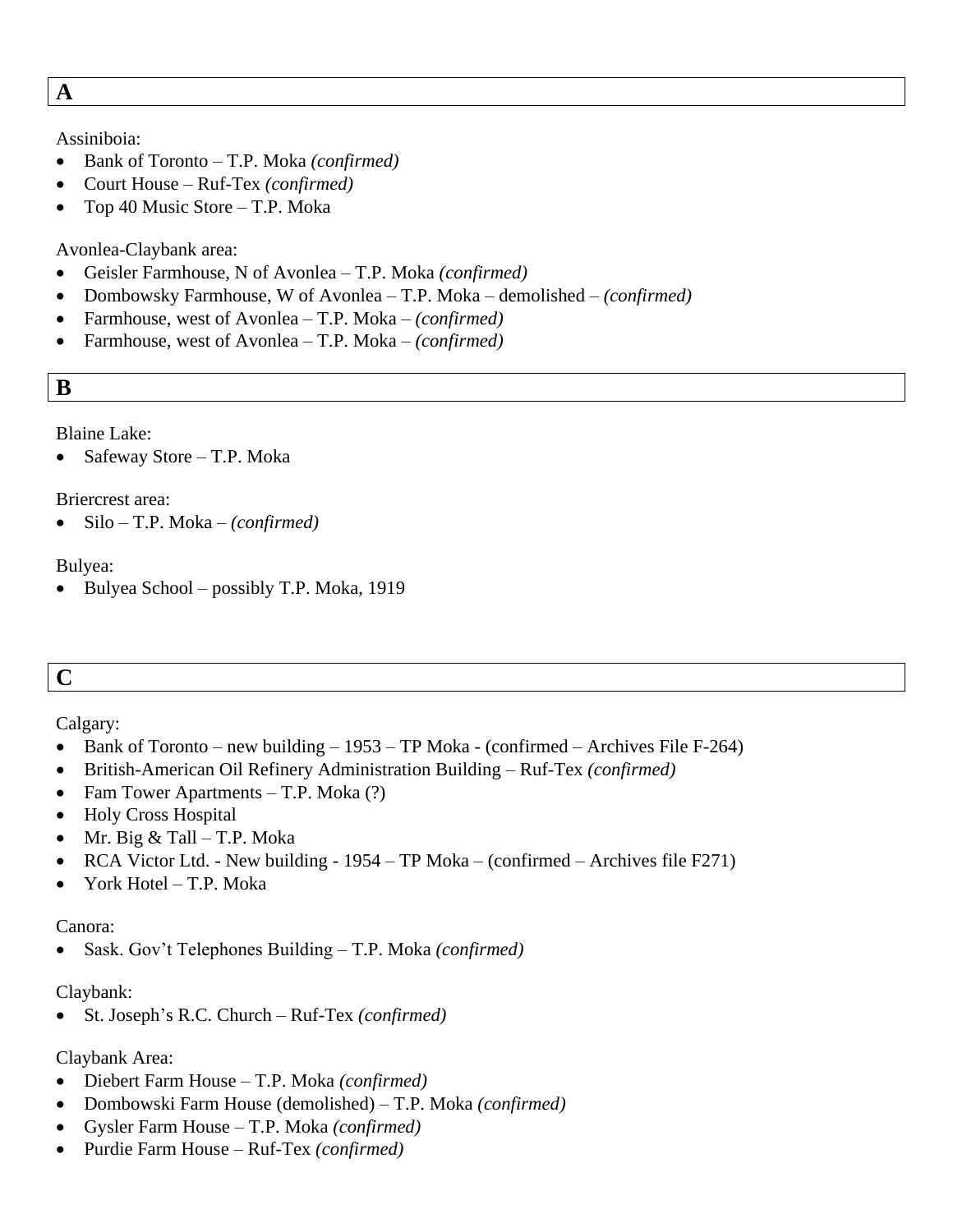## A

Assiniboia:

- Bank of Toronto – T.P. Moka *(confirmed)*
- Court House – Ruf-Tex *(confirmed)*
- Top 40 Music Store – T.P. Moka

Avonlea-Claybank area:

- Geisler Farmhouse, N of Avonlea – T.P. Moka *(confirmed)*
- Dombowsky Farmhouse, W of Avonlea – T.P. Moka – demolished – *(confirmed)*
- Farmhouse, west of Avonlea – T.P. Moka – *(confirmed)*
- Farmhouse, west of Avonlea – T.P. Moka – *(confirmed)*

## B

Blaine Lake:

- Safeway Store – T.P. Moka

Briercrest area:

- Silo – T.P. Moka – *(confirmed)*

Bulyea:

- Bulyea School – possibly T.P. Moka, 1919

## C

Calgary:

- Bank of Toronto – new building – 1953 – TP Moka - (confirmed – Archives File F-264)
- British-American Oil Refinery Administration Building – Ruf-Tex *(confirmed)*
- Fam Tower Apartments – T.P. Moka (?)
- Holy Cross Hospital
- Mr. Big & Tall – T.P. Moka
- RCA Victor Ltd. - New building - 1954 – TP Moka – (confirmed – Archives file F271)
- York Hotel – T.P. Moka

Canora:

- Sask. Gov't Telephones Building – T.P. Moka *(confirmed)*

Claybank:

- St. Joseph's R.C. Church – Ruf-Tex *(confirmed)*

Claybank Area:

- Diebert Farm House – T.P. Moka *(confirmed)*
- Dombowski Farm House (demolished) – T.P. Moka *(confirmed)*
- Gysler Farm House – T.P. Moka *(confirmed)*
- Purdie Farm House – Ruf-Tex *(confirmed)*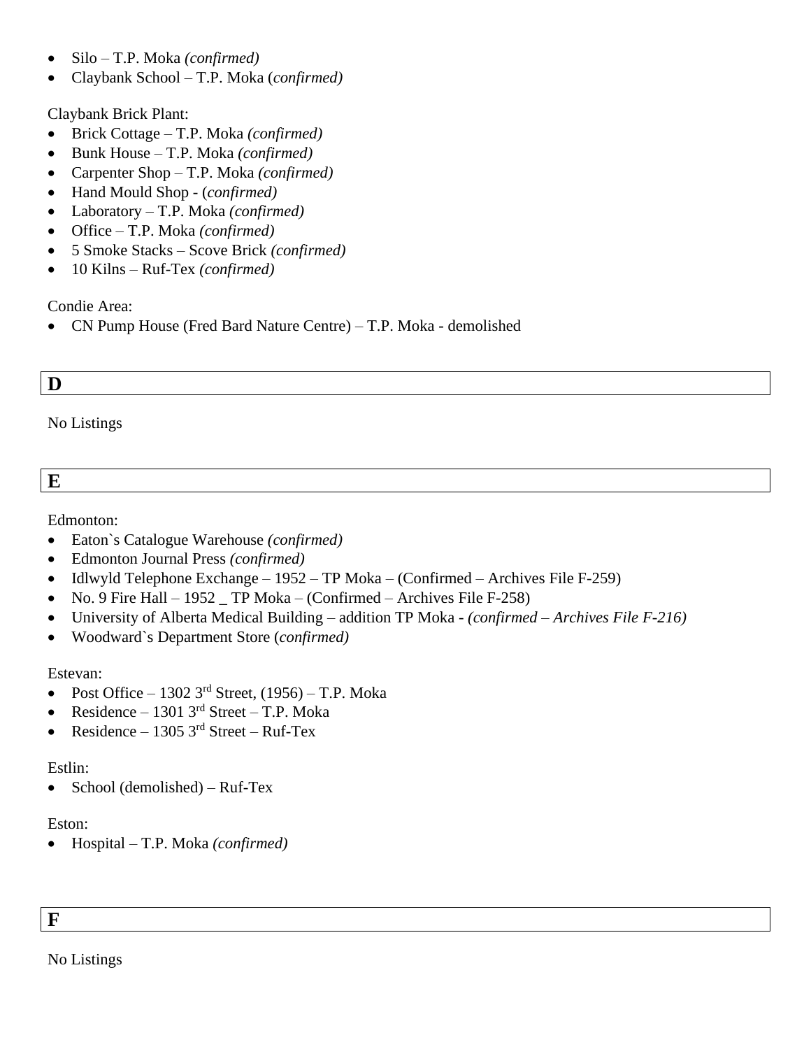- Silo – T.P. Moka *(confirmed)*
- Claybank School – T.P. Moka (*confirmed)*

Claybank Brick Plant:

- Brick Cottage – T.P. Moka *(confirmed)*
- Bunk House – T.P. Moka *(confirmed)*
- Carpenter Shop – T.P. Moka *(confirmed)*
- Hand Mould Shop - (*confirmed)*
- Laboratory – T.P. Moka *(confirmed)*
- Office – T.P. Moka *(confirmed)*
- 5 Smoke Stacks – Scove Brick *(confirmed)*
- 10 Kilns – Ruf-Tex *(confirmed)*

Condie Area:

- CN Pump House (Fred Bard Nature Centre) – T.P. Moka - demolished

## D

No Listings

## E

Edmonton:

- Eaton`s Catalogue Warehouse *(confirmed)*
- Edmonton Journal Press *(confirmed)*
- Idlwyld Telephone Exchange – 1952 – TP Moka – (Confirmed – Archives File F-259)
- No. 9 Fire Hall – 1952 _ TP Moka – (Confirmed – Archives File F-258)
- University of Alberta Medical Building – addition TP Moka - *(confirmed – Archives File F-216)*
- Woodward`s Department Store (*confirmed)*

Estevan:

- Post Office – 1302 3rd Street, (1956) – T.P. Moka
- Residence – 1301 3rd Street – T.P. Moka
- Residence – 1305 3rd Street – Ruf-Tex

Estlin:

- School (demolished) – Ruf-Tex

Eston:

- Hospital – T.P. Moka *(confirmed)*

## F

No Listings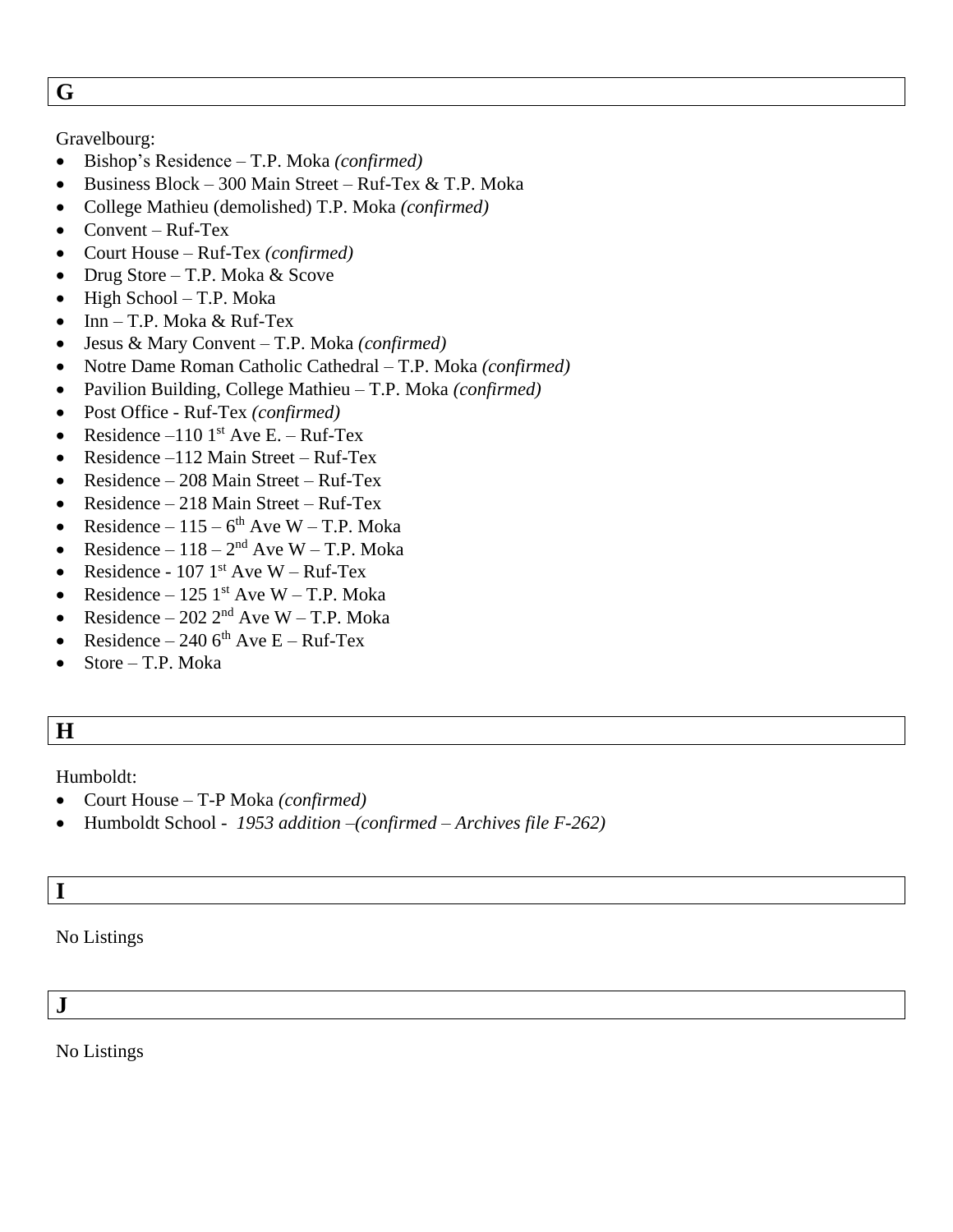## G

Gravelbourg:

- Bishop's Residence – T.P. Moka *(confirmed)*
- Business Block – 300 Main Street – Ruf-Tex & T.P. Moka
- College Mathieu (demolished) T.P. Moka *(confirmed)*
- Convent – Ruf-Tex
- Court House – Ruf-Tex *(confirmed)*
- Drug Store – T.P. Moka & Scove
- High School – T.P. Moka
- Inn – T.P. Moka & Ruf-Tex
- Jesus & Mary Convent – T.P. Moka *(confirmed)*
- Notre Dame Roman Catholic Cathedral – T.P. Moka *(confirmed)*
- Pavilion Building, College Mathieu – T.P. Moka *(confirmed)*
- Post Office - Ruf-Tex *(confirmed)*
- Residence –110 1st Ave E. – Ruf-Tex
- Residence –112 Main Street – Ruf-Tex
- Residence – 208 Main Street – Ruf-Tex
- Residence – 218 Main Street – Ruf-Tex
- Residence – 115 – 6th Ave W – T.P. Moka
- Residence – 118 – 2nd Ave W – T.P. Moka
- Residence - 107 1st Ave W – Ruf-Tex
- Residence – 125 1st Ave W – T.P. Moka
- Residence – 202 2nd Ave W – T.P. Moka
- Residence – 240 6th Ave E – Ruf-Tex
- Store – T.P. Moka

## H

Humboldt:

- Court House – T-P Moka *(confirmed)*
- Humboldt School - *1953 addition –(confirmed – Archives file F-262)*

## I

No Listings

## J

No Listings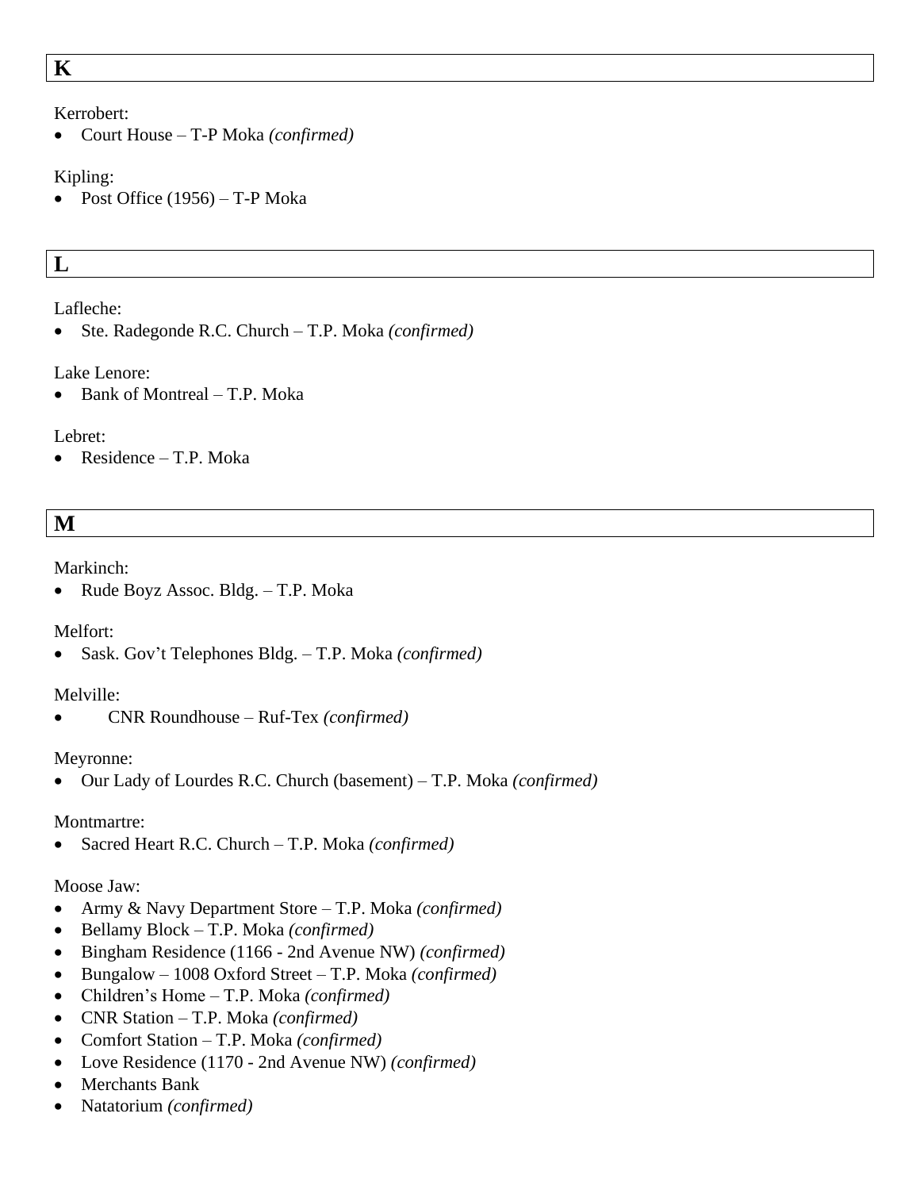## K

Kerrobert:

- Court House – T-P Moka *(confirmed)*

Kipling:

- Post Office (1956) – T-P Moka

## L

Lafleche:

- Ste. Radegonde R.C. Church – T.P. Moka *(confirmed)*

Lake Lenore:

- Bank of Montreal – T.P. Moka

Lebret:

- Residence – T.P. Moka

## M

Markinch:

- Rude Boyz Assoc. Bldg. – T.P. Moka

Melfort:

- Sask. Gov't Telephones Bldg. – T.P. Moka *(confirmed)*

Melville:

- CNR Roundhouse – Ruf-Tex *(confirmed)*

Meyronne:

- Our Lady of Lourdes R.C. Church (basement) – T.P. Moka *(confirmed)*

Montmartre:

- Sacred Heart R.C. Church – T.P. Moka *(confirmed)*

Moose Jaw:

- Army & Navy Department Store – T.P. Moka *(confirmed)*
- Bellamy Block – T.P. Moka *(confirmed)*
- Bingham Residence (1166 - 2nd Avenue NW) *(confirmed)*
- Bungalow – 1008 Oxford Street – T.P. Moka *(confirmed)*
- Children's Home – T.P. Moka *(confirmed)*
- CNR Station – T.P. Moka *(confirmed)*
- Comfort Station – T.P. Moka *(confirmed)*
- Love Residence (1170 - 2nd Avenue NW) *(confirmed)*
- Merchants Bank
- Natatorium *(confirmed)*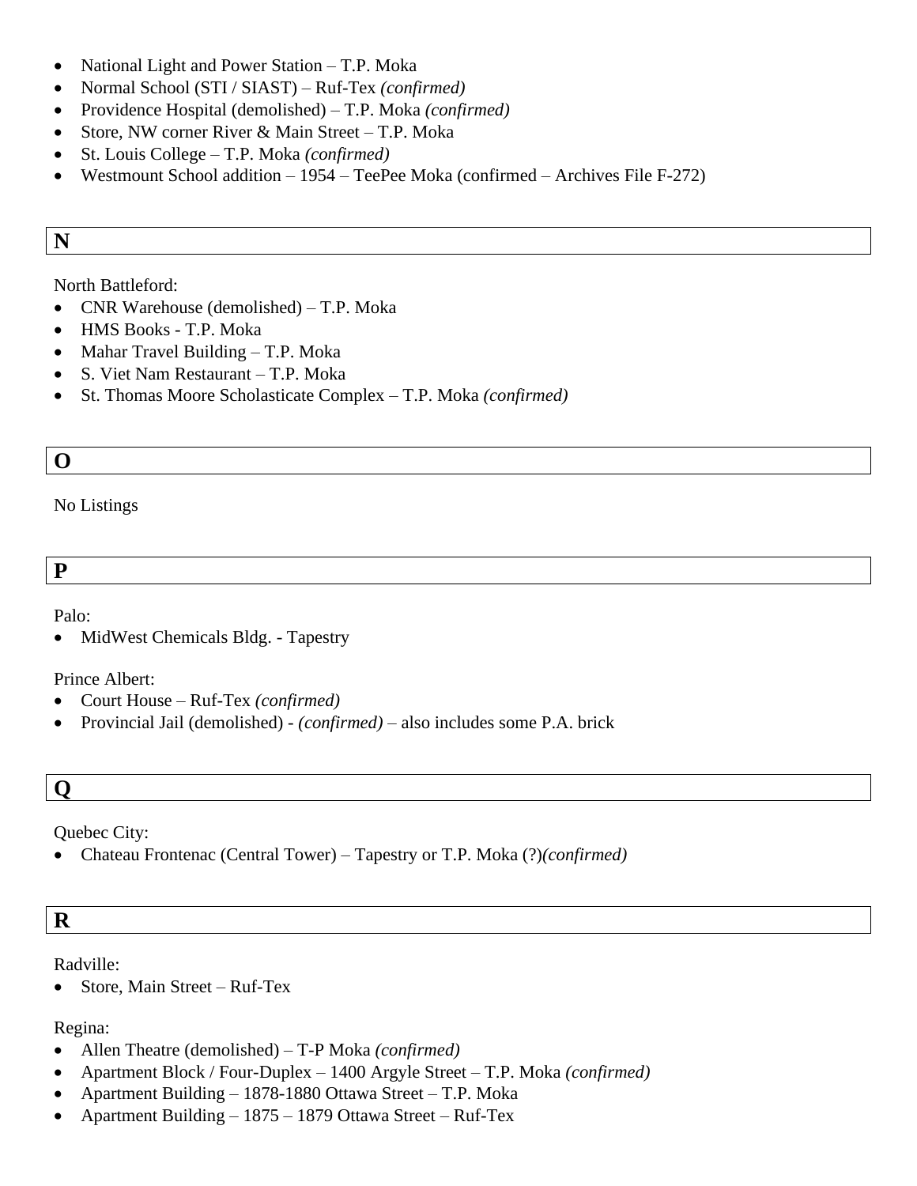- National Light and Power Station – T.P. Moka
- Normal School (STI / SIAST) – Ruf-Tex *(confirmed)*
- Providence Hospital (demolished) – T.P. Moka *(confirmed)*
- Store, NW corner River & Main Street – T.P. Moka
- St. Louis College – T.P. Moka *(confirmed)*
- Westmount School addition – 1954 – TeePee Moka (confirmed – Archives File F-272)

## N

North Battleford:

- CNR Warehouse (demolished) – T.P. Moka
- HMS Books - T.P. Moka
- Mahar Travel Building – T.P. Moka
- S. Viet Nam Restaurant – T.P. Moka
- St. Thomas Moore Scholasticate Complex – T.P. Moka *(confirmed)*

## O

No Listings

## P

Palo:

- MidWest Chemicals Bldg. - Tapestry

Prince Albert:

- Court House – Ruf-Tex *(confirmed)*
- Provincial Jail (demolished) - *(confirmed)* – also includes some P.A. brick

## Q

Quebec City:

- Chateau Frontenac (Central Tower) – Tapestry or T.P. Moka (?)*(confirmed)*

## R

Radville:

- Store, Main Street – Ruf-Tex

Regina:

- Allen Theatre (demolished) – T-P Moka *(confirmed)*
- Apartment Block / Four-Duplex – 1400 Argyle Street – T.P. Moka *(confirmed)*
- Apartment Building – 1878-1880 Ottawa Street – T.P. Moka
- Apartment Building – 1875 – 1879 Ottawa Street – Ruf-Tex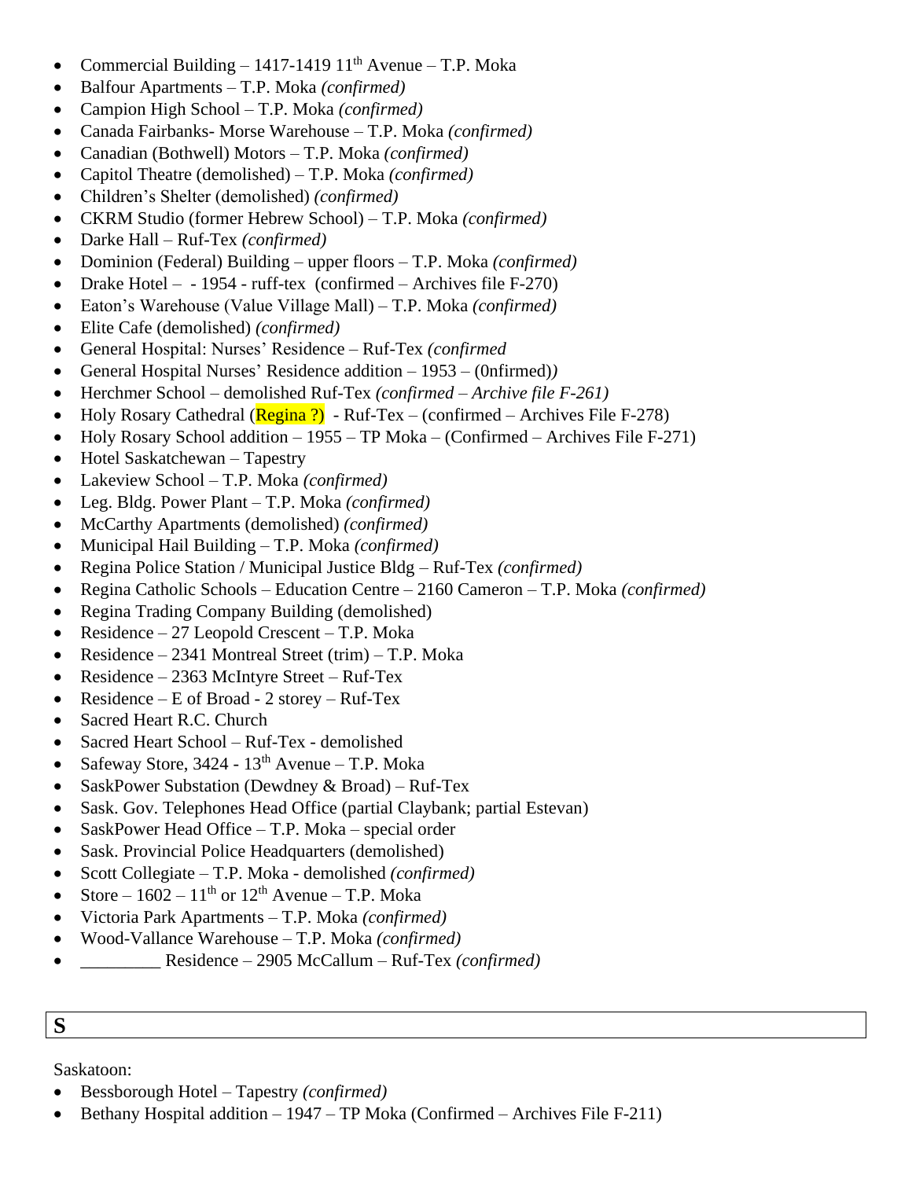- Commercial Building – 1417-1419 11th Avenue – T.P. Moka
- Balfour Apartments – T.P. Moka *(confirmed)*
- Campion High School – T.P. Moka *(confirmed)*
- Canada Fairbanks- Morse Warehouse – T.P. Moka *(confirmed)*
- Canadian (Bothwell) Motors – T.P. Moka *(confirmed)*
- Capitol Theatre (demolished) – T.P. Moka *(confirmed)*
- Children's Shelter (demolished) *(confirmed)*
- CKRM Studio (former Hebrew School) – T.P. Moka *(confirmed)*
- Darke Hall – Ruf-Tex *(confirmed)*
- Dominion (Federal) Building – upper floors – T.P. Moka *(confirmed)*
- Drake Hotel – - 1954 - ruff-tex (confirmed – Archives file F-270)
- Eaton's Warehouse (Value Village Mall) – T.P. Moka *(confirmed)*
- Elite Cafe (demolished) *(confirmed)*
- General Hospital: Nurses' Residence – Ruf-Tex *(confirmed*
- General Hospital Nurses' Residence addition – 1953 – (0nfirmed)*)*
- Herchmer School – demolished Ruf-Tex *(confirmed – Archive file F-261)*
- Holy Rosary Cathedral (Regina ?) - Ruf-Tex – (confirmed – Archives File F-278)
- Holy Rosary School addition – 1955 – TP Moka – (Confirmed – Archives File F-271)
- Hotel Saskatchewan – Tapestry
- Lakeview School – T.P. Moka *(confirmed)*
- Leg. Bldg. Power Plant – T.P. Moka *(confirmed)*
- McCarthy Apartments (demolished) *(confirmed)*
- Municipal Hail Building – T.P. Moka *(confirmed)*
- Regina Police Station / Municipal Justice Bldg – Ruf-Tex *(confirmed)*
- Regina Catholic Schools – Education Centre – 2160 Cameron – T.P. Moka *(confirmed)*
- Regina Trading Company Building (demolished)
- Residence – 27 Leopold Crescent – T.P. Moka
- Residence – 2341 Montreal Street (trim) – T.P. Moka
- Residence – 2363 McIntyre Street – Ruf-Tex
- Residence – E of Broad - 2 storey – Ruf-Tex
- Sacred Heart R.C. Church
- Sacred Heart School – Ruf-Tex - demolished
- Safeway Store, 3424 - 13th Avenue – T.P. Moka
- SaskPower Substation (Dewdney & Broad) – Ruf-Tex
- Sask. Gov. Telephones Head Office (partial Claybank; partial Estevan)
- SaskPower Head Office – T.P. Moka – special order
- Sask. Provincial Police Headquarters (demolished)
- Scott Collegiate – T.P. Moka - demolished *(confirmed)*
- Store – 1602 – 11th or 12th Avenue – T.P. Moka
- Victoria Park Apartments – T.P. Moka *(confirmed)*
- Wood-Vallance Warehouse – T.P. Moka *(confirmed)*
- _________ Residence – 2905 McCallum – Ruf-Tex *(confirmed)*

## S

Saskatoon:

- Bessborough Hotel – Tapestry *(confirmed)*
- Bethany Hospital addition – 1947 – TP Moka (Confirmed – Archives File F-211)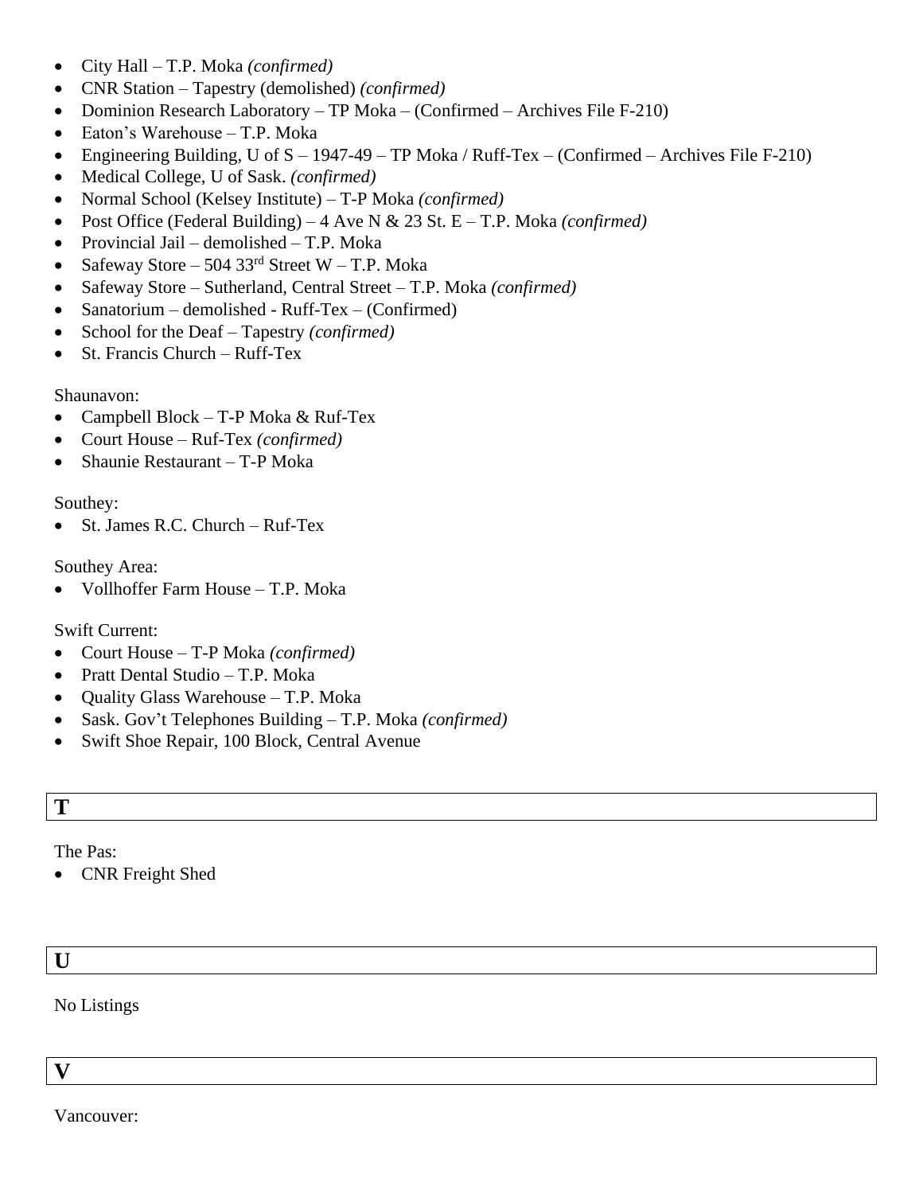- City Hall – T.P. Moka *(confirmed)*
- CNR Station – Tapestry (demolished) *(confirmed)*
- Dominion Research Laboratory – TP Moka – (Confirmed – Archives File F-210)
- Eaton's Warehouse – T.P. Moka
- Engineering Building, U of S – 1947-49 – TP Moka / Ruff-Tex – (Confirmed – Archives File F-210)
- Medical College, U of Sask. *(confirmed)*
- Normal School (Kelsey Institute) – T-P Moka *(confirmed)*
- Post Office (Federal Building) – 4 Ave N & 23 St. E – T.P. Moka *(confirmed)*
- Provincial Jail – demolished – T.P. Moka
- Safeway Store – 504 33rd Street W – T.P. Moka
- Safeway Store – Sutherland, Central Street – T.P. Moka *(confirmed)*
- Sanatorium – demolished - Ruff-Tex – (Confirmed)
- School for the Deaf – Tapestry *(confirmed)*
- St. Francis Church – Ruff-Tex

Shaunavon:

- Campbell Block – T-P Moka & Ruf-Tex
- Court House – Ruf-Tex *(confirmed)*
- Shaunie Restaurant – T-P Moka

Southey:

- St. James R.C. Church – Ruf-Tex

Southey Area:

- Vollhoffer Farm House – T.P. Moka

Swift Current:

- Court House – T-P Moka *(confirmed)*
- Pratt Dental Studio – T.P. Moka
- Quality Glass Warehouse – T.P. Moka
- Sask. Gov't Telephones Building – T.P. Moka *(confirmed)*
- Swift Shoe Repair, 100 Block, Central Avenue

## T

The Pas:

- CNR Freight Shed

## U

No Listings

## V

Vancouver: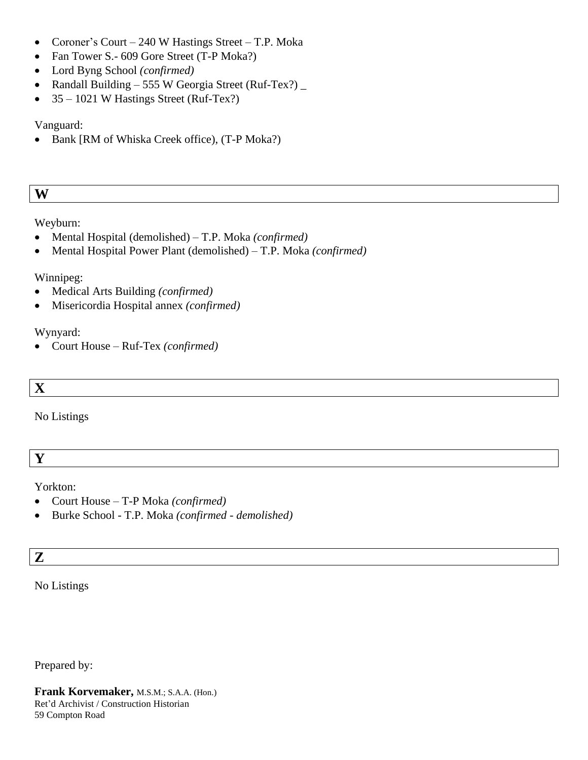- Coroner's Court – 240 W Hastings Street – T.P. Moka
- Fan Tower S.- 609 Gore Street (T-P Moka?)
- Lord Byng School *(confirmed)*
- Randall Building – 555 W Georgia Street (Ruf-Tex?) _
- 35 – 1021 W Hastings Street (Ruf-Tex?)

Vanguard:

- Bank [RM of Whiska Creek office), (T-P Moka?)

## W

Weyburn:

- Mental Hospital (demolished) – T.P. Moka *(confirmed)*
- Mental Hospital Power Plant (demolished) – T.P. Moka *(confirmed)*

Winnipeg:

- Medical Arts Building *(confirmed)*
- Misericordia Hospital annex *(confirmed)*

Wynyard:

- Court House – Ruf-Tex *(confirmed)*

## X

No Listings

## Y

Yorkton:

- Court House – T-P Moka *(confirmed)*
- Burke School - T.P. Moka *(confirmed - demolished)*

## Z

No Listings

Prepared by:

**Frank Korvemaker,** M.S.M.; S.A.A. (Hon.)
Ret'd Archivist / Construction Historian
59 Compton Road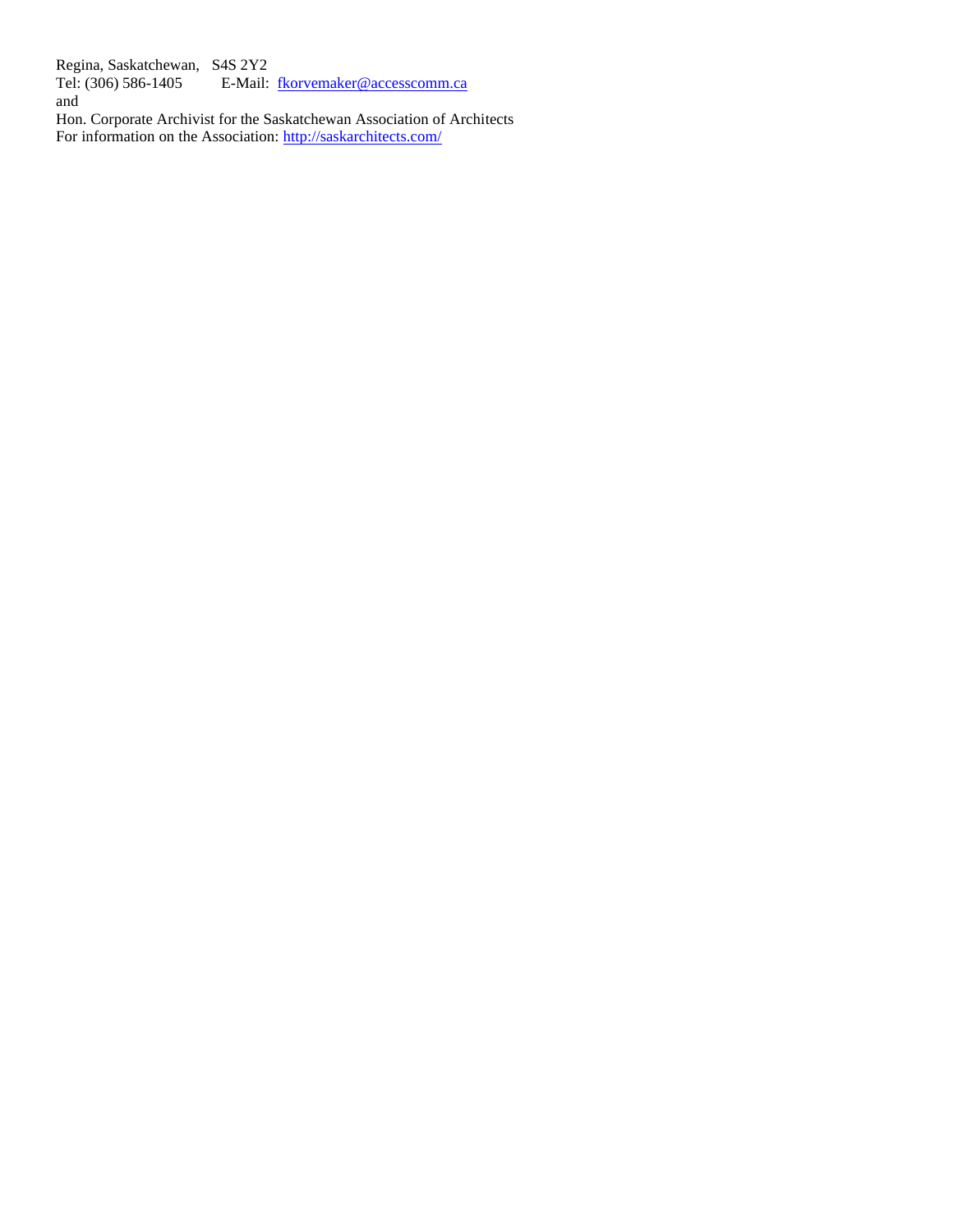Regina, Saskatchewan, S4S 2Y2
Tel: (306) 586-1405 E-Mail: fkorvemaker@accesscomm.ca
and
Hon. Corporate Archivist for the Saskatchewan Association of Architects
For information on the Association: http://saskarchitects.com/